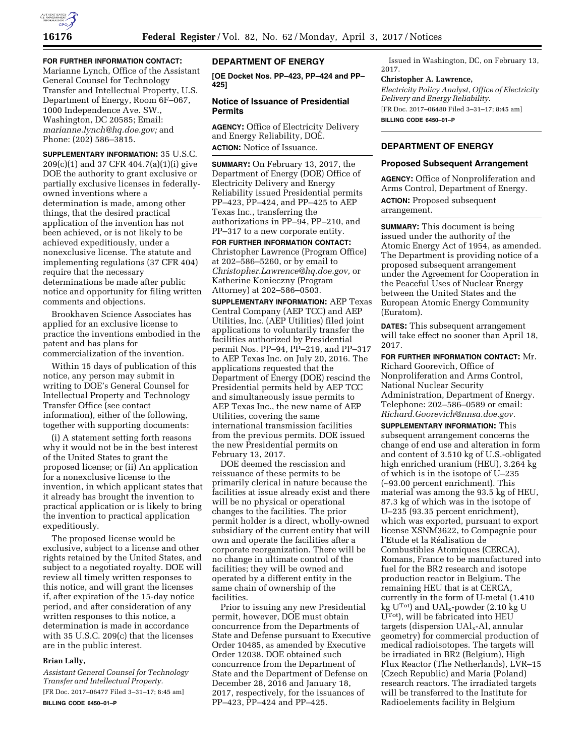**FOR FURTHER INFORMATION CONTACT:** Marianne Lynch, Office of the Assistant General Counsel for Technology Transfer and Intellectual Property, U.S. Department of Energy, Room 6F–067, 1000 Independence Ave. SW., Washington, DC 20585; Email: *marianne.lynch@hq.doe.gov;* and Phone: (202) 586–3815.

**SUPPLEMENTARY INFORMATION:** 35 U.S.C. 209(c)(1) and 37 CFR 404.7(a)(1)(i) give DOE the authority to grant exclusive or partially exclusive licenses in federally-owned inventions where a determination is made, among other things, that the desired practical application of the invention has not been achieved, or is not likely to be achieved expeditiously, under a nonexclusive license. The statute and implementing regulations (37 CFR 404) require that the necessary determinations be made after public notice and opportunity for filing written comments and objections.

Brookhaven Science Associates has applied for an exclusive license to practice the inventions embodied in the patent and has plans for commercialization of the invention.

Within 15 days of publication of this notice, any person may submit in writing to DOE's General Counsel for Intellectual Property and Technology Transfer Office (see contact information), either of the following, together with supporting documents:

(i) A statement setting forth reasons why it would not be in the best interest of the United States to grant the proposed license; or (ii) An application for a nonexclusive license to the invention, in which applicant states that it already has brought the invention to practical application or is likely to bring the invention to practical application expeditiously.

The proposed license would be exclusive, subject to a license and other rights retained by the United States, and subject to a negotiated royalty. DOE will review all timely written responses to this notice, and will grant the licenses if, after expiration of the 15-day notice period, and after consideration of any written responses to this notice, a determination is made in accordance with 35 U.S.C. 209(c) that the licenses are in the public interest.

**Brian Lally,**

*Assistant General Counsel for Technology Transfer and Intellectual Property.*

[FR Doc. 2017–06477 Filed 3–31–17; 8:45 am]

**BILLING CODE 6450–01–P**

## DEPARTMENT OF ENERGY

**[OE Docket Nos. PP–423, PP–424 and PP–425]**

### Notice of Issuance of Presidential Permits

**AGENCY:** Office of Electricity Delivery and Energy Reliability, DOE.

**ACTION:** Notice of Issuance.

**SUMMARY:** On February 13, 2017, the Department of Energy (DOE) Office of Electricity Delivery and Energy Reliability issued Presidential permits PP–423, PP–424, and PP–425 to AEP Texas Inc., transferring the authorizations in PP–94, PP–210, and PP–317 to a new corporate entity.

**FOR FURTHER INFORMATION CONTACT:** Christopher Lawrence (Program Office) at 202–586–5260, or by email to *Christopher.Lawrence@hq.doe.gov,* or Katherine Konieczny (Program Attorney) at 202–586–0503.

**SUPPLEMENTARY INFORMATION:** AEP Texas Central Company (AEP TCC) and AEP Utilities, Inc. (AEP Utilities) filed joint applications to voluntarily transfer the facilities authorized by Presidential permit Nos. PP–94, PP–219, and PP–317 to AEP Texas Inc. on July 20, 2016. The applications requested that the Department of Energy (DOE) rescind the Presidential permits held by AEP TCC and simultaneously issue permits to AEP Texas Inc., the new name of AEP Utilities, covering the same international transmission facilities from the previous permits. DOE issued the new Presidential permits on February 13, 2017.

DOE deemed the rescission and reissuance of these permits to be primarily clerical in nature because the facilities at issue already exist and there will be no physical or operational changes to the facilities. The prior permit holder is a direct, wholly-owned subsidiary of the current entity that will own and operate the facilities after a corporate reorganization. There will be no change in ultimate control of the facilities; they will be owned and operated by a different entity in the same chain of ownership of the facilities.

Prior to issuing any new Presidential permit, however, DOE must obtain concurrence from the Departments of State and Defense pursuant to Executive Order 10485, as amended by Executive Order 12038. DOE obtained such concurrence from the Department of State and the Department of Defense on December 28, 2016 and January 18, 2017, respectively, for the issuances of PP–423, PP–424 and PP–425.

Issued in Washington, DC, on February 13, 2017.

**Christopher A. Lawrence,**

*Electricity Policy Analyst, Office of Electricity Delivery and Energy Reliability.*

[FR Doc. 2017–06480 Filed 3–31–17; 8:45 am]

**BILLING CODE 6450–01–P**

## DEPARTMENT OF ENERGY

### Proposed Subsequent Arrangement

**AGENCY:** Office of Nonproliferation and Arms Control, Department of Energy.

**ACTION:** Proposed subsequent arrangement.

**SUMMARY:** This document is being issued under the authority of the Atomic Energy Act of 1954, as amended. The Department is providing notice of a proposed subsequent arrangement under the Agreement for Cooperation in the Peaceful Uses of Nuclear Energy between the United States and the European Atomic Energy Community (Euratom).

**DATES:** This subsequent arrangement will take effect no sooner than April 18, 2017.

**FOR FURTHER INFORMATION CONTACT:** Mr. Richard Goorevich, Office of Nonproliferation and Arms Control, National Nuclear Security Administration, Department of Energy. Telephone: 202–586–0589 or email: *Richard.Goorevich@nnsa.doe.gov.*

**SUPPLEMENTARY INFORMATION:** This subsequent arrangement concerns the change of end use and alteration in form and content of 3.510 kg of U.S.-obligated high enriched uranium (HEU), 3.264 kg of which is in the isotope of U–235 (~93.00 percent enrichment). This material was among the 93.5 kg of HEU, 87.3 kg of which was in the isotope of U–235 (93.35 percent enrichment), which was exported, pursuant to export license XSNM3622, to Compagnie pour l'Etude et la Réalisation de Combustibles Atomiques (CERCA), Romans, France to be manufactured into fuel for the BR2 research and isotope production reactor in Belgium. The remaining HEU that is at CERCA, currently in the form of U-metal (1.410 kg $U^{Tot}$) and $UAl_x$-powder (2.10 kg U $U^{Tot}$), will be fabricated into HEU targets (dispersion $UAl_x$-Al, annular geometry) for commercial production of medical radioisotopes. The targets will be irradiated in BR2 (Belgium), High Flux Reactor (The Netherlands), LVR–15 (Czech Republic) and Maria (Poland) research reactors. The irradiated targets will be transferred to the Institute for Radioelements facility in Belgium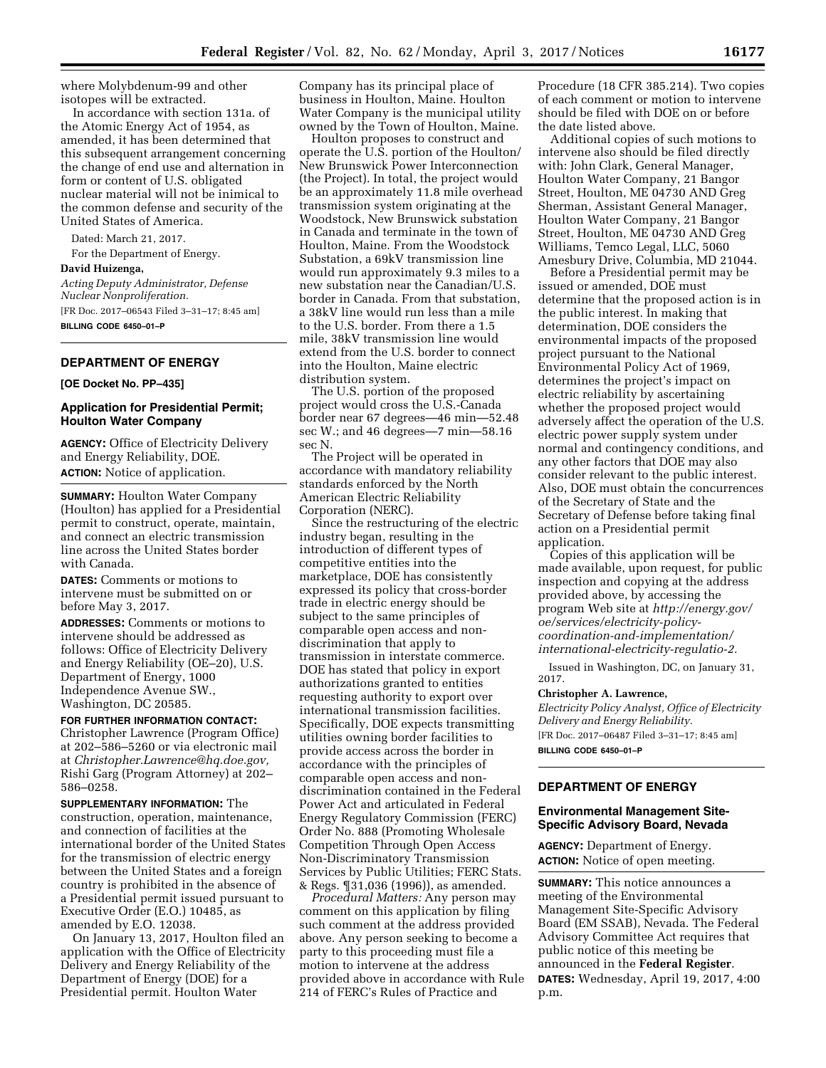where Molybdenum-99 and other isotopes will be extracted.

In accordance with section 131a. of the Atomic Energy Act of 1954, as amended, it has been determined that this subsequent arrangement concerning the change of end use and alternation in form or content of U.S. obligated nuclear material will not be inimical to the common defense and security of the United States of America.

Dated: March 21, 2017.

For the Department of Energy.

**David Huizenga,**

*Acting Deputy Administrator, Defense Nuclear Nonproliferation.*

[FR Doc. 2017–06543 Filed 3–31–17; 8:45 am]

**BILLING CODE 6450–01–P**

## DEPARTMENT OF ENERGY

**[OE Docket No. PP–435]**

### Application for Presidential Permit; Houlton Water Company

**AGENCY:** Office of Electricity Delivery and Energy Reliability, DOE.

**ACTION:** Notice of application.

**SUMMARY:** Houlton Water Company (Houlton) has applied for a Presidential permit to construct, operate, maintain, and connect an electric transmission line across the United States border with Canada.

**DATES:** Comments or motions to intervene must be submitted on or before May 3, 2017.

**ADDRESSES:** Comments or motions to intervene should be addressed as follows: Office of Electricity Delivery and Energy Reliability (OE–20), U.S. Department of Energy, 1000 Independence Avenue SW., Washington, DC 20585.

**FOR FURTHER INFORMATION CONTACT:** Christopher Lawrence (Program Office) at 202–586–5260 or via electronic mail at *Christopher.Lawrence@hq.doe.gov,* Rishi Garg (Program Attorney) at 202–586–0258.

**SUPPLEMENTARY INFORMATION:** The construction, operation, maintenance, and connection of facilities at the international border of the United States for the transmission of electric energy between the United States and a foreign country is prohibited in the absence of a Presidential permit issued pursuant to Executive Order (E.O.) 10485, as amended by E.O. 12038.

On January 13, 2017, Houlton filed an application with the Office of Electricity Delivery and Energy Reliability of the Department of Energy (DOE) for a Presidential permit. Houlton Water Company has its principal place of business in Houlton, Maine. Houlton Water Company is the municipal utility owned by the Town of Houlton, Maine.

Houlton proposes to construct and operate the U.S. portion of the Houlton/New Brunswick Power Interconnection (the Project). In total, the project would be an approximately 11.8 mile overhead transmission system originating at the Woodstock, New Brunswick substation in Canada and terminate in the town of Houlton, Maine. From the Woodstock Substation, a 69kV transmission line would run approximately 9.3 miles to a new substation near the Canadian/U.S. border in Canada. From that substation, a 38kV line would run less than a mile to the U.S. border. From there a 1.5 mile, 38kV transmission line would extend from the U.S. border to connect into the Houlton, Maine electric distribution system.

The U.S. portion of the proposed project would cross the U.S.-Canada border near 67 degrees—46 min—52.48 sec W.; and 46 degrees—7 min—58.16 sec N.

The Project will be operated in accordance with mandatory reliability standards enforced by the North American Electric Reliability Corporation (NERC).

Since the restructuring of the electric industry began, resulting in the introduction of different types of competitive entities into the marketplace, DOE has consistently expressed its policy that cross-border trade in electric energy should be subject to the same principles of comparable open access and non-discrimination that apply to transmission in interstate commerce. DOE has stated that policy in export authorizations granted to entities requesting authority to export over international transmission facilities. Specifically, DOE expects transmitting utilities owning border facilities to provide access across the border in accordance with the principles of comparable open access and non-discrimination contained in the Federal Power Act and articulated in Federal Energy Regulatory Commission (FERC) Order No. 888 (Promoting Wholesale Competition Through Open Access Non-Discriminatory Transmission Services by Public Utilities; FERC Stats. & Regs. ¶31,036 (1996)), as amended.

*Procedural Matters:* Any person may comment on this application by filing such comment at the address provided above. Any person seeking to become a party to this proceeding must file a motion to intervene at the address provided above in accordance with Rule 214 of FERC's Rules of Practice and Procedure (18 CFR 385.214). Two copies of each comment or motion to intervene should be filed with DOE on or before the date listed above.

Additional copies of such motions to intervene also should be filed directly with: John Clark, General Manager, Houlton Water Company, 21 Bangor Street, Houlton, ME 04730 AND Greg Sherman, Assistant General Manager, Houlton Water Company, 21 Bangor Street, Houlton, ME 04730 AND Greg Williams, Temco Legal, LLC, 5060 Amesbury Drive, Columbia, MD 21044.

Before a Presidential permit may be issued or amended, DOE must determine that the proposed action is in the public interest. In making that determination, DOE considers the environmental impacts of the proposed project pursuant to the National Environmental Policy Act of 1969, determines the project's impact on electric reliability by ascertaining whether the proposed project would adversely affect the operation of the U.S. electric power supply system under normal and contingency conditions, and any other factors that DOE may also consider relevant to the public interest. Also, DOE must obtain the concurrences of the Secretary of State and the Secretary of Defense before taking final action on a Presidential permit application.

Copies of this application will be made available, upon request, for public inspection and copying at the address provided above, by accessing the program Web site at *http://energy.gov/oe/services/electricity-policy-coordination-and-implementation/international-electricity-regulatio-2.*

Issued in Washington, DC, on January 31, 2017.

**Christopher A. Lawrence,**

*Electricity Policy Analyst, Office of Electricity Delivery and Energy Reliability.*

[FR Doc. 2017–06487 Filed 3–31–17; 8:45 am]

**BILLING CODE 6450–01–P**

## DEPARTMENT OF ENERGY

### Environmental Management Site-Specific Advisory Board, Nevada

**AGENCY:** Department of Energy.

**ACTION:** Notice of open meeting.

**SUMMARY:** This notice announces a meeting of the Environmental Management Site-Specific Advisory Board (EM SSAB), Nevada. The Federal Advisory Committee Act requires that public notice of this meeting be announced in the **Federal Register**.

**DATES:** Wednesday, April 19, 2017, 4:00 p.m.